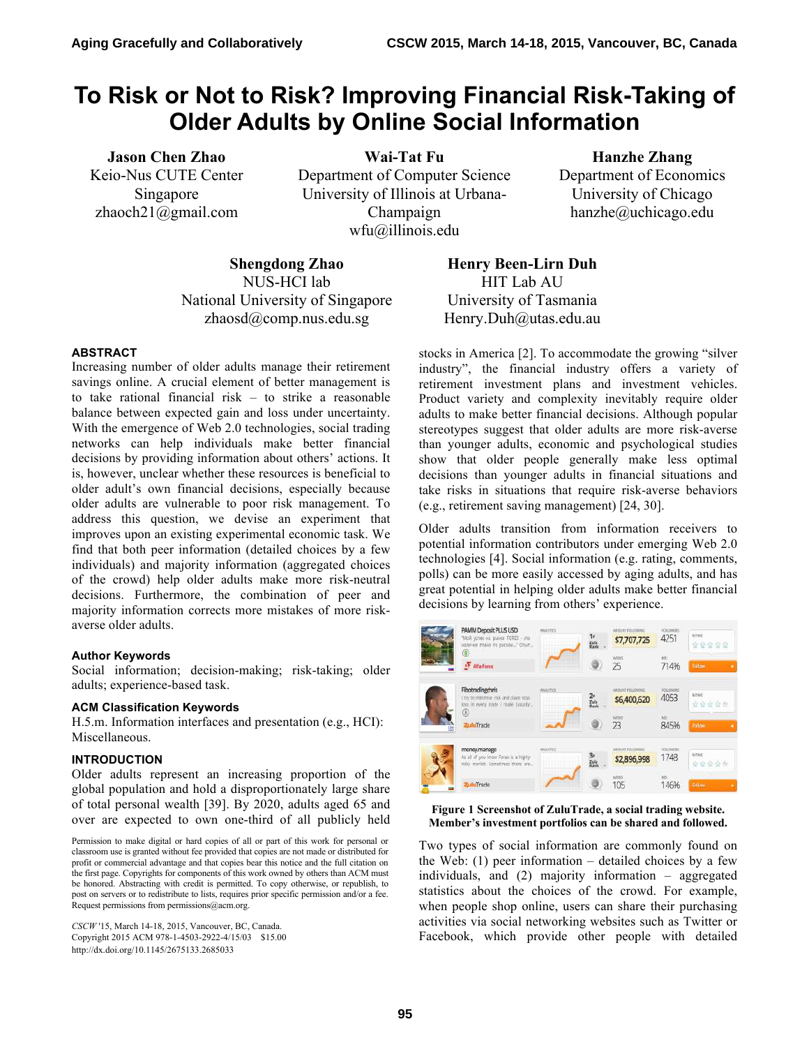# To Risk or Not to Risk? Improving Financial Risk-Taking of Older Adults by Online Social Information

**Jason Chen Zhao**
Keio-Nus CUTE Center
Singapore
zhaoch21@gmail.com

**Wai-Tat Fu**
Department of Computer Science
University of Illinois at Urbana-Champaign
wfu@illinois.edu

**Hanzhe Zhang**
Department of Economics
University of Chicago
hanzhe@uchicago.edu

**Shengdong Zhao**
NUS-HCI lab
National University of Singapore
zhaosd@comp.nus.edu.sg

**Henry Been-Lirn Duh**
HIT Lab AU
University of Tasmania
Henry.Duh@utas.edu.au

## ABSTRACT

Increasing number of older adults manage their retirement savings online. A crucial element of better management is to take rational financial risk – to strike a reasonable balance between expected gain and loss under uncertainty. With the emergence of Web 2.0 technologies, social trading networks can help individuals make better financial decisions by providing information about others' actions. It is, however, unclear whether these resources is beneficial to older adult's own financial decisions, especially because older adults are vulnerable to poor risk management. To address this question, we devise an experiment that improves upon an existing experimental economic task. We find that both peer information (detailed choices by a few individuals) and majority information (aggregated choices of the crowd) help older adults make more risk-neutral decisions. Furthermore, the combination of peer and majority information corrects more mistakes of more risk-averse older adults.

### Author Keywords

Social information; decision-making; risk-taking; older adults; experience-based task.

### ACM Classification Keywords

H.5.m. Information interfaces and presentation (e.g., HCI): Miscellaneous.

## INTRODUCTION

Older adults represent an increasing proportion of the global population and hold a disproportionately large share of total personal wealth [39]. By 2020, adults aged 65 and over are expected to own one-third of all publicly held stocks in America [2]. To accommodate the growing "silver industry", the financial industry offers a variety of retirement investment plans and investment vehicles. Product variety and complexity inevitably require older adults to make better financial decisions. Although popular stereotypes suggest that older adults are more risk-averse than younger adults, economic and psychological studies show that older people generally make less optimal decisions than younger adults in financial situations and take risks in situations that require risk-averse behaviors (e.g., retirement saving management) [24, 30].

Older adults transition from information receivers to potential information contributors under emerging Web 2.0 technologies [4]. Social information (e.g. rating, comments, polls) can be more easily accessed by aging adults, and has great potential in helping older adults make better financial decisions by learning from others' experience.

**Figure 1 Screenshot of ZuluTrade, a social trading website. Member's investment portfolios can be shared and followed.**

Two types of social information are commonly found on the Web: (1) peer information – detailed choices by a few individuals, and (2) majority information – aggregated statistics about the choices of the crowd. For example, when people shop online, users can share their purchasing activities via social networking websites such as Twitter or Facebook, which provide other people with detailed

Permission to make digital or hard copies of all or part of this work for personal or classroom use is granted without fee provided that copies are not made or distributed for profit or commercial advantage and that copies bear this notice and the full citation on the first page. Copyrights for components of this work owned by others than ACM must be honored. Abstracting with credit is permitted. To copy otherwise, or republish, to post on servers or to redistribute to lists, requires prior specific permission and/or a fee. Request permissions from permissions@acm.org.

*CSCW* '15, March 14-18, 2015, Vancouver, BC, Canada.
Copyright 2015 ACM 978-1-4503-2922-4/15/03 $15.00
http://dx.doi.org/10.1145/2675133.2685033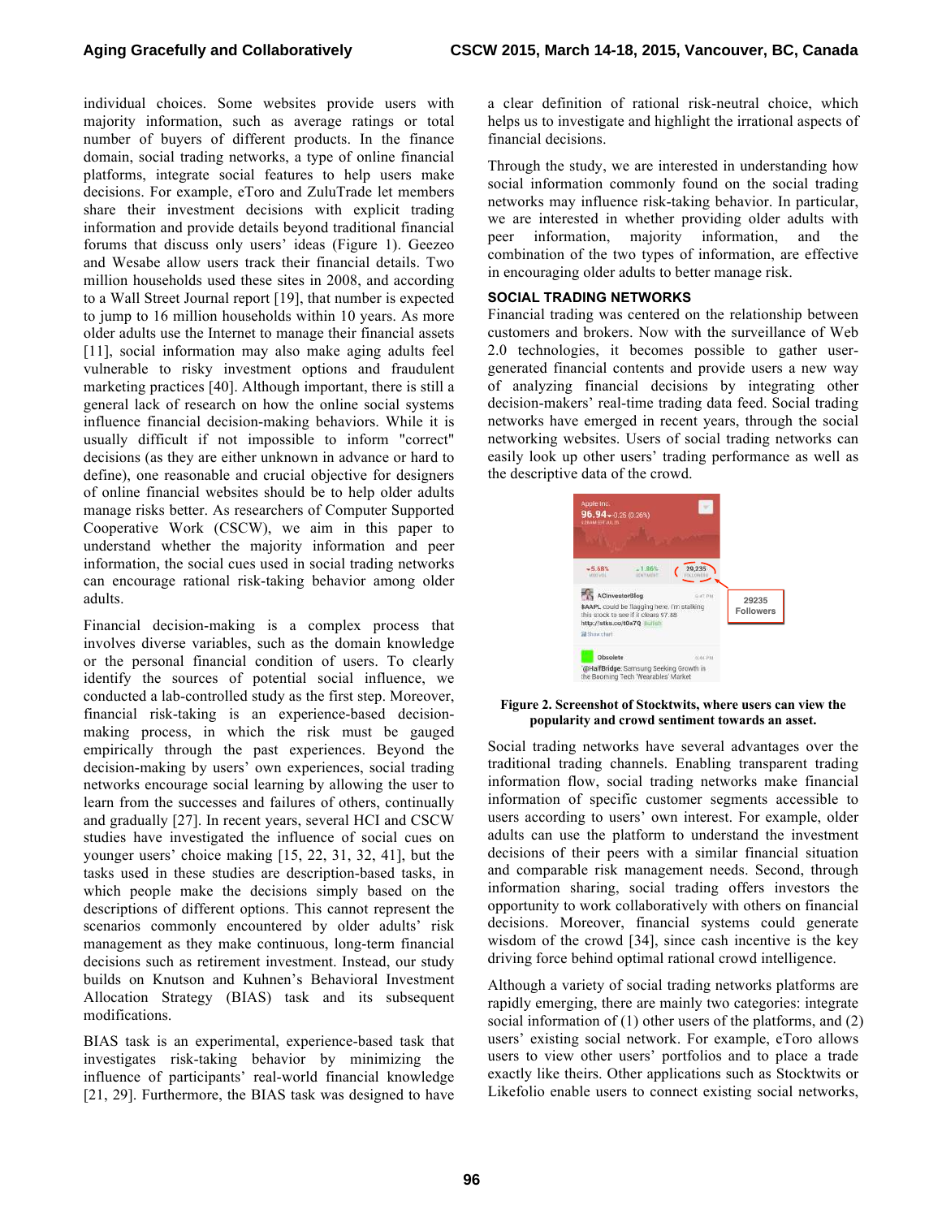individual choices. Some websites provide users with majority information, such as average ratings or total number of buyers of different products. In the finance domain, social trading networks, a type of online financial platforms, integrate social features to help users make decisions. For example, eToro and ZuluTrade let members share their investment decisions with explicit trading information and provide details beyond traditional financial forums that discuss only users' ideas (Figure 1). Geezeo and Wesabe allow users track their financial details. Two million households used these sites in 2008, and according to a Wall Street Journal report [19], that number is expected to jump to 16 million households within 10 years. As more older adults use the Internet to manage their financial assets [11], social information may also make aging adults feel vulnerable to risky investment options and fraudulent marketing practices [40]. Although important, there is still a general lack of research on how the online social systems influence financial decision-making behaviors. While it is usually difficult if not impossible to inform "correct" decisions (as they are either unknown in advance or hard to define), one reasonable and crucial objective for designers of online financial websites should be to help older adults manage risks better. As researchers of Computer Supported Cooperative Work (CSCW), we aim in this paper to understand whether the majority information and peer information, the social cues used in social trading networks can encourage rational risk-taking behavior among older adults.

Financial decision-making is a complex process that involves diverse variables, such as the domain knowledge or the personal financial condition of users. To clearly identify the sources of potential social influence, we conducted a lab-controlled study as the first step. Moreover, financial risk-taking is an experience-based decision-making process, in which the risk must be gauged empirically through the past experiences. Beyond the decision-making by users' own experiences, social trading networks encourage social learning by allowing the user to learn from the successes and failures of others, continually and gradually [27]. In recent years, several HCI and CSCW studies have investigated the influence of social cues on younger users' choice making [15, 22, 31, 32, 41], but the tasks used in these studies are description-based tasks, in which people make the decisions simply based on the descriptions of different options. This cannot represent the scenarios commonly encountered by older adults' risk management as they make continuous, long-term financial decisions such as retirement investment. Instead, our study builds on Knutson and Kuhnen's Behavioral Investment Allocation Strategy (BIAS) task and its subsequent modifications.

BIAS task is an experimental, experience-based task that investigates risk-taking behavior by minimizing the influence of participants' real-world financial knowledge [21, 29]. Furthermore, the BIAS task was designed to have a clear definition of rational risk-neutral choice, which helps us to investigate and highlight the irrational aspects of financial decisions.

Through the study, we are interested in understanding how social information commonly found on the social trading networks may influence risk-taking behavior. In particular, we are interested in whether providing older adults with peer information, majority information, and the combination of the two types of information, are effective in encouraging older adults to better manage risk.

## SOCIAL TRADING NETWORKS

Financial trading was centered on the relationship between customers and brokers. Now with the surveillance of Web 2.0 technologies, it becomes possible to gather user-generated financial contents and provide users a new way of analyzing financial decisions by integrating other decision-makers' real-time trading data feed. Social trading networks have emerged in recent years, through the social networking websites. Users of social trading networks can easily look up other users' trading performance as well as the descriptive data of the crowd.

**Figure 2. Screenshot of Stocktwits, where users can view the popularity and crowd sentiment towards an asset.**

Social trading networks have several advantages over the traditional trading channels. Enabling transparent trading information flow, social trading networks make financial information of specific customer segments accessible to users according to users' own interest. For example, older adults can use the platform to understand the investment decisions of their peers with a similar financial situation and comparable risk management needs. Second, through information sharing, social trading offers investors the opportunity to work collaboratively with others on financial decisions. Moreover, financial systems could generate wisdom of the crowd [34], since cash incentive is the key driving force behind optimal rational crowd intelligence.

Although a variety of social trading networks are rapidly emerging, there are mainly two categories: integrate social information of (1) other users of the platforms, and (2) users' existing social network. For example, eToro allows users to view other users' portfolios and to place a trade exactly like theirs. Other applications such as Stocktwits or Likefolio enable users to connect existing social networks,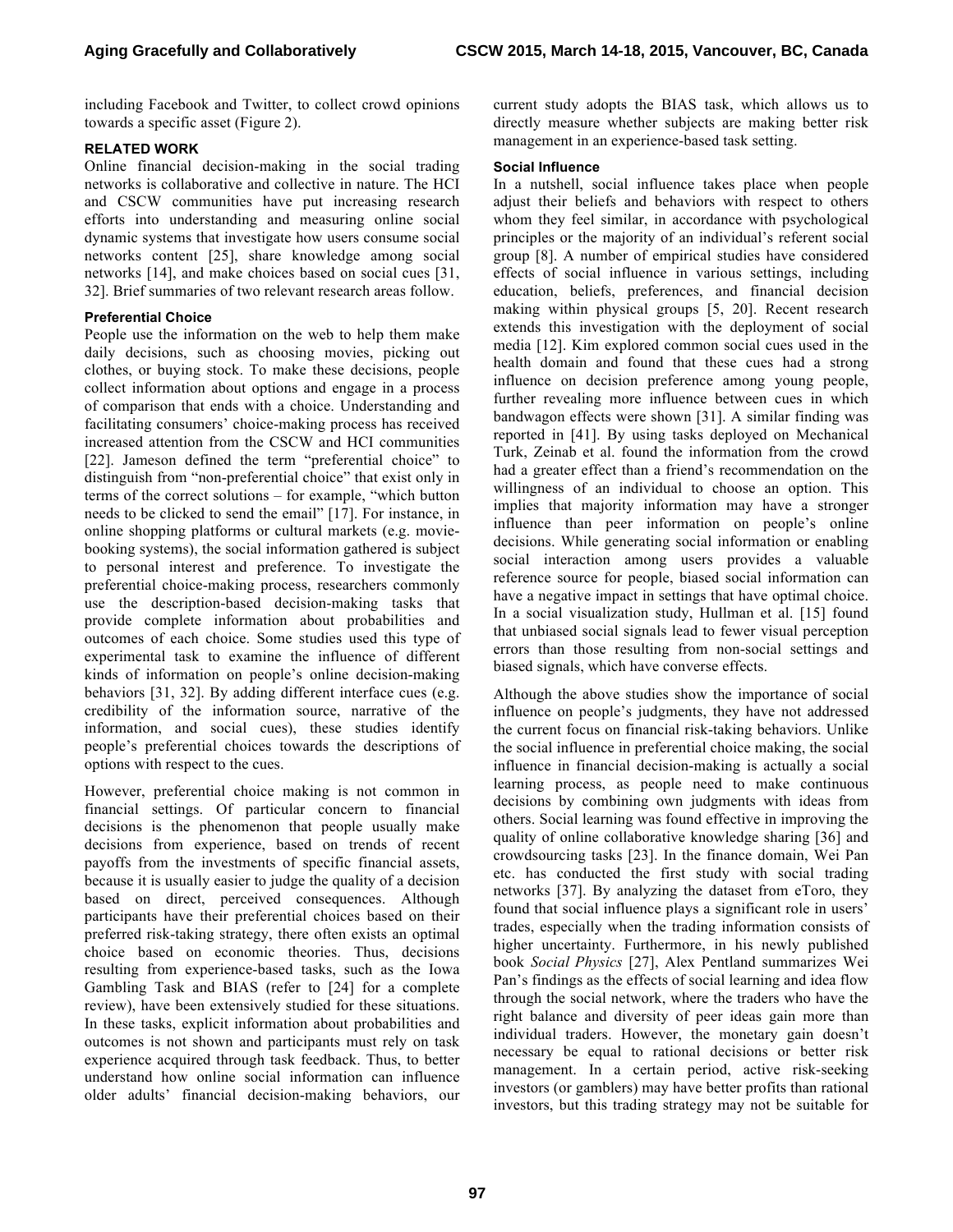including Facebook and Twitter, to collect crowd opinions towards a specific asset (Figure 2).

## RELATED WORK

Online financial decision-making in the social trading networks is collaborative and collective in nature. The HCI and CSCW communities have put increasing research efforts into understanding and measuring online social dynamic systems that investigate how users consume social networks content [25], share knowledge among social networks [14], and make choices based on social cues [31, 32]. Brief summaries of two relevant research areas follow.

### Preferential Choice

People use the information on the web to help them make daily decisions, such as choosing movies, picking out clothes, or buying stock. To make these decisions, people collect information about options and engage in a process of comparison that ends with a choice. Understanding and facilitating consumers' choice-making process has received increased attention from the CSCW and HCI communities [22]. Jameson defined the term "preferential choice" to distinguish from "non-preferential choice" that exist only in terms of the correct solutions – for example, "which button needs to be clicked to send the email" [17]. For instance, in online shopping platforms or cultural markets (e.g. movie-booking systems), the social information gathered is subject to personal interest and preference. To investigate the preferential choice-making process, researchers commonly use the description-based decision-making tasks that provide complete information about probabilities and outcomes of each choice. Some studies used this type of experimental task to examine the influence of different kinds of information on people's online decision-making behaviors [31, 32]. By adding different interface cues (e.g. credibility of the information source, narrative of the information, and social cues), these studies identify people's preferential choices towards the descriptions of options with respect to the cues.

However, preferential choice making is not common in financial settings. Of particular concern to financial decisions is the phenomenon that people usually make decisions from experience, based on trends of recent payoffs from the investments of specific financial assets, because it is usually easier to judge the quality of a decision based on direct, perceived consequences. Although participants have their preferential choices based on their preferred risk-taking strategy, there often exists an optimal choice based on economic theories. Thus, decisions resulting from experience-based tasks, such as the Iowa Gambling Task and BIAS (refer to [24] for a complete review), have been extensively studied for these situations. In these tasks, explicit information about probabilities and outcomes is not shown and participants must rely on task experience acquired through task feedback. Thus, to better understand how online social information can influence older adults' financial decision-making behaviors, our current study adopts the BIAS task, which allows us to directly measure whether subjects are making better risk management in an experience-based task setting.

### Social Influence

In a nutshell, social influence takes place when people adjust their beliefs and behaviors with respect to others whom they feel similar, in accordance with psychological principles or the majority of an individual's referent social group [8]. A number of empirical studies have considered effects of social influence in various settings, including education, beliefs, preferences, and financial decision making within physical groups [5, 20]. Recent research extends this investigation with the deployment of social media [12]. Kim explored common social cues used in the health domain and found that these cues had a strong influence on decision preference among young people, further revealing more influence between cues in which bandwagon effects were shown [31]. A similar finding was reported in [41]. By using tasks deployed on Mechanical Turk, Zeinab et al. found the information from the crowd had a greater effect than a friend's recommendation on the willingness of an individual to choose an option. This implies that majority information may have a stronger influence than peer information on people's online decisions. While generating social information or enabling social interaction among users provides a valuable reference source for people, biased social information can have a negative impact in settings that have optimal choice. In a social visualization study, Hullman et al. [15] found that unbiased social signals lead to fewer visual perception errors than those resulting from non-social settings and biased signals, which have converse effects.

Although the above studies show the importance of social influence on people's judgments, they have not addressed the current focus on financial risk-taking behaviors. Unlike the social influence in preferential choice making, the social influence in financial decision-making is actually a social learning process, as people need to make continuous decisions by combining own judgments with ideas from others. Social learning was found effective in improving the quality of online collaborative knowledge sharing [36] and crowdsourcing tasks [23]. In the finance domain, Wei Pan etc. has conducted the first study with social trading networks [37]. By analyzing the dataset from eToro, they found that social influence plays a significant role in users' trades, especially when the trading information consists of higher uncertainty. Furthermore, in his newly published book *Social Physics* [27], Alex Pentland summarizes Wei Pan's findings as the effects of social learning and idea flow through the social network, where the traders who have the right balance and diversity of peer ideas gain more than individual traders. However, the monetary gain doesn't necessary be equal to rational decisions or better risk management. In a certain period, active risk-seeking investors (or gamblers) may have better profits than rational investors, but this trading strategy may not be suitable for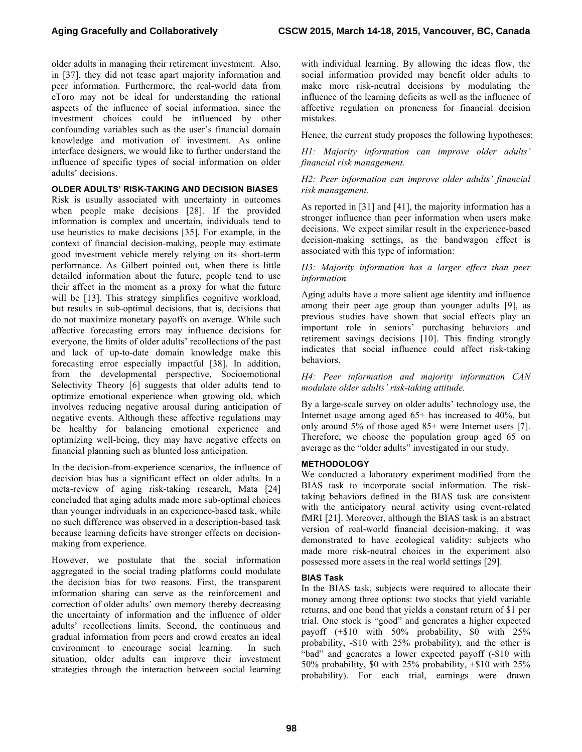older adults in managing their retirement investment. Also, in [37], they did not tease apart majority information and peer information. Furthermore, the real-world data from eToro may not be ideal for understanding the rational aspects of the influence of social information, since the investment choices could be influenced by other confounding variables such as the user's financial domain knowledge and motivation of investment. As online interface designers, we would like to further understand the influence of specific types of social information on older adults' decisions.

### OLDER ADULTS' RISK-TAKING AND DECISION BIASES

Risk is usually associated with uncertainty in outcomes when people make decisions [28]. If the provided information is complex and uncertain, individuals tend to use heuristics to make decisions [35]. For example, in the context of financial decision-making, people may estimate good investment vehicle merely relying on its short-term performance. As Gilbert pointed out, when there is little detailed information about the future, people tend to use their affect in the moment as a proxy for what the future will be [13]. This strategy simplifies cognitive workload, but results in sub-optimal decisions, that is, decisions that do not maximize monetary payoffs on average. While such affective forecasting errors may influence decisions for everyone, the limits of older adults' recollections of the past and lack of up-to-date domain knowledge make this forecasting error especially impactful [38]. In addition, from the developmental perspective, Socioemotional Selectivity Theory [6] suggests that older adults tend to optimize emotional experience when growing old, which involves reducing negative arousal during anticipation of negative events. Although these affective regulations may be healthy for balancing emotional experience and optimizing well-being, they may have negative effects on financial planning such as blunted loss anticipation.

In the decision-from-experience scenarios, the influence of decision bias has a significant effect on older adults. In a meta-review of aging risk-taking research, Mata [24] concluded that aging adults made more sub-optimal choices than younger individuals in an experience-based task, while no such difference was observed in a description-based task because learning deficits have stronger effects on decision-making from experience.

However, we postulate that the social information aggregated in the social trading platforms could modulate the decision bias for two reasons. First, the transparent information sharing can serve as the reinforcement and correction of older adults' own memory thereby decreasing the uncertainty of information and the influence of older adults' recollections limits. Second, the continuous and gradual information from peers and crowd creates an ideal environment to encourage social learning. In such situation, older adults can improve their investment strategies through the interaction between social learning with individual learning. By allowing the ideas flow, the social information provided may benefit older adults to make more risk-neutral decisions by modulating the influence of the learning deficits as well as the influence of affective regulation on proneness for financial decision mistakes.

Hence, the current study proposes the following hypotheses:

*H1: Majority information can improve older adults' financial risk management.*

*H2: Peer information can improve older adults' financial risk management.*

As reported in [31] and [41], the majority information has a stronger influence than peer information when users make decisions. We expect similar result in the experience-based decision-making settings, as the bandwagon effect is associated with this type of information:

*H3: Majority information has a larger effect than peer information.*

Aging adults have a more salient age identity and influence among their peer age group than younger adults [9], as previous studies have shown that social effects play an important role in seniors' purchasing behaviors and retirement savings decisions [10]. This finding strongly indicates that social influence could affect risk-taking behaviors.

*H4: Peer information and majority information CAN modulate older adults' risk-taking attitude.*

By a large-scale survey on older adults' technology use, the Internet usage among aged 65+ has increased to 40%, but only around 5% of those aged 85+ were Internet users [7]. Therefore, we choose the population group aged 65 on average as the "older adults" investigated in our study.

### METHODOLOGY

We conducted a laboratory experiment modified from the BIAS task to incorporate social information. The risk-taking behaviors defined in the BIAS task are consistent with the anticipatory neural activity using event-related fMRI [21]. Moreover, although the BIAS task is an abstract version of real-world financial decision-making, it was demonstrated to have ecological validity: subjects who made more risk-neutral choices in the experiment also possessed more assets in the real world settings [29].

#### BIAS Task

In the BIAS task, subjects were required to allocate their money among three options: two stocks that yield variable returns, and one bond that yields a constant return of $1 per trial. One stock is "good" and generates a higher expected payoff (+$10 with 50% probability, $0 with 25% probability, -$10 with 25% probability), and the other is "bad" and generates a lower expected payoff (-$10 with 50% probability, $0 with 25% probability, +$10 with 25% probability). For each trial, earnings were drawn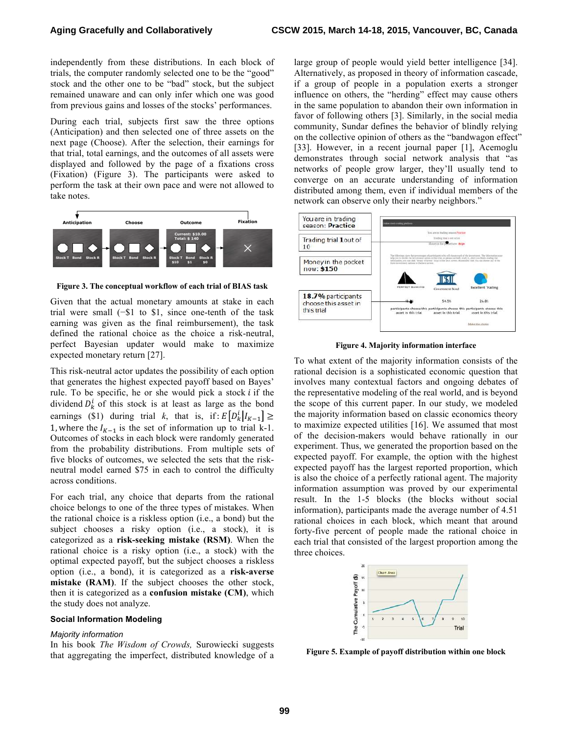independently from these distributions. In each block of trials, the computer randomly selected one to be the "good" stock and the other one to be "bad" stock, but the subject remained unaware and can only infer which one was good from previous gains and losses of the stocks' performances.

During each trial, subjects first saw the three options (Anticipation) and then selected one of three assets on the next page (Choose). After the selection, their earnings for that trial, total earnings, and the outcomes of all assets were displayed and followed by the page of a fixations cross (Fixation) (Figure 3). The participants were asked to perform the task at their own pace and were not allowed to take notes.

**Figure 3. The conceptual workflow of each trial of BIAS task**

Given that the actual monetary amounts at stake in each trial were small (−$1 to $1, since one-tenth of the task earning was given as the final reimbursement), the task defined the rational choice as the choice a risk-neutral, perfect Bayesian updater would make to maximize expected monetary return [27].

This risk-neutral actor updates the possibility of each option that generates the highest expected payoff based on Bayes' rule. To be specific, he or she would pick a stock $i$ if the dividend $D_k^i$ of this stock is at least as large as the bond earnings ($1) during trial $k$, that is, if: $E\left[D_k^i \middle| I_{K-1}\right] \geq 1$, where the $I_{K-1}$ is the set of information up to trial k-1. Outcomes of stocks in each block were randomly generated from the probability distributions. From multiple sets of five blocks of outcomes, we selected the sets that the risk-neutral model earned $75 in each to control the difficulty across conditions.

For each trial, any choice that departs from the rational choice belongs to one of the three types of mistakes. When the rational choice is a riskless option (i.e., a bond) but the subject chooses a risky option (i.e., a stock), it is categorized as a **risk-seeking mistake (RSM)**. When the rational choice is a risky option (i.e., a stock) with the optimal expected payoff, but the subject chooses a riskless option (i.e., a bond), it is categorized as a **risk-averse mistake (RAM)**. If the subject chooses the other stock, then it is categorized as a **confusion mistake (CM)**, which the study does not analyze.

### Social Information Modeling

*Majority information*

In his book *The Wisdom of Crowds,* Surowiecki suggests that aggregating the imperfect, distributed knowledge of a large group of people would yield better intelligence [34]. Alternatively, as proposed in theory of information cascade, if a group of people in a population exerts a stronger influence on others, the "herding" effect may cause others in the same population to abandon their own information in favor of following others [3]. Similarly, in the social media community, Sundar defines the behavior of blindly relying on the collective opinion of others as the "bandwagon effect" [33]. However, in a recent journal paper [1], Acemoglu demonstrates through social network analysis that "as networks of people grow larger, they'll usually tend to converge on an accurate understanding of information distributed among them, even if individual members of the network can observe only their nearby neighbors."

**Figure 4. Majority information interface**

To what extent of the majority information consists of the rational decision is a sophisticated economic question that involves many contextual factors and ongoing debates of the representative modeling of the real world, and is beyond the scope of this current paper. In our study, we modeled the majority information based on classic economics theory to maximize expected utilities [16]. We assumed that most of the decision-makers would behave rationally in our experiment. Thus, we generated the proportion based on the expected payoff. For example, the option with the highest expected payoff has the largest reported proportion, which is also the choice of a perfectly rational agent. The majority information assumption was proved by our experimental result. In the 1-5 blocks (the blocks without social information), participants made the average number of 4.51 rational choices in each block, which meant that around forty-five percent of people made the rational choice in each trial that consisted of the largest proportion among the three choices.

**Figure 5. Example of payoff distribution within one block**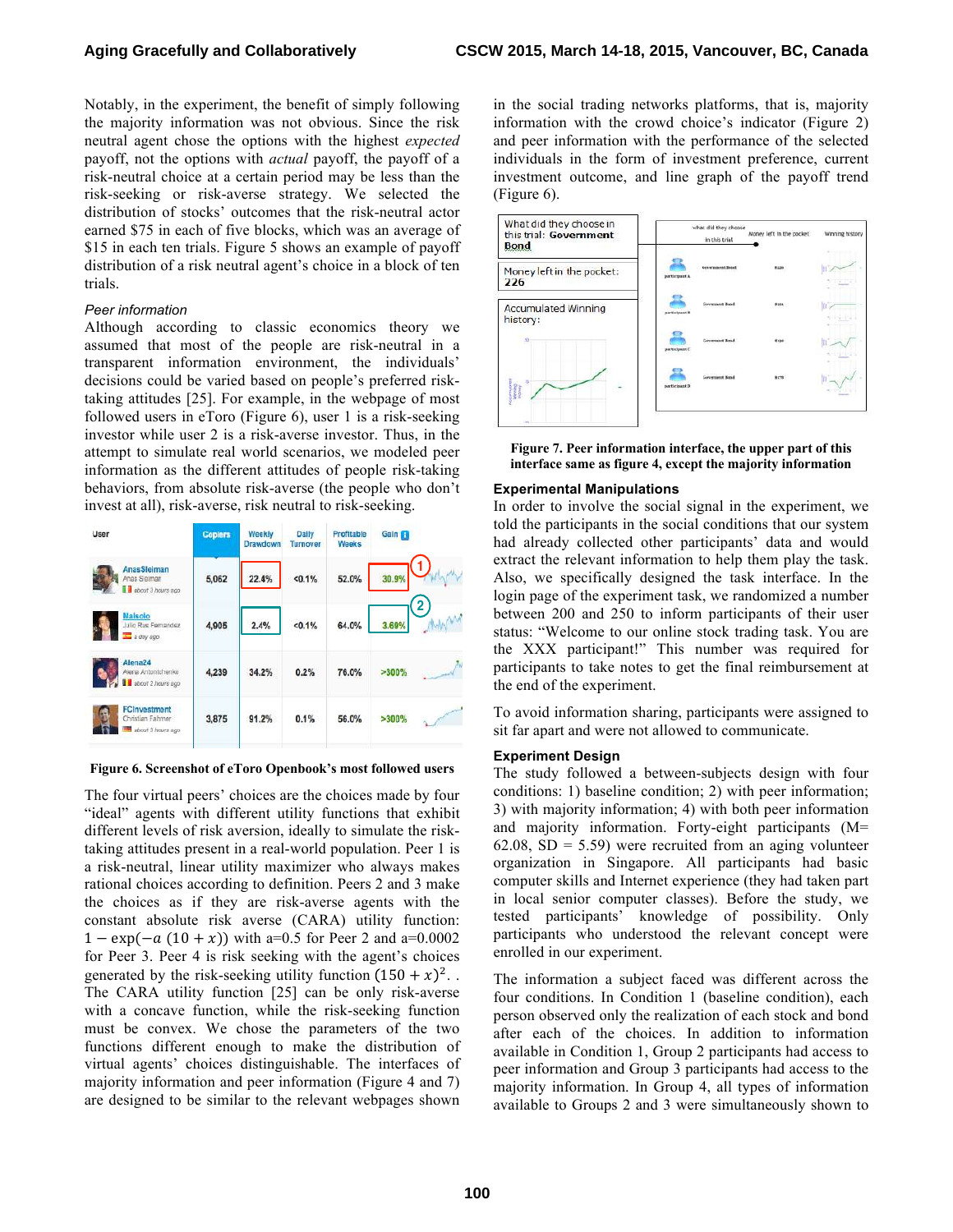Notably, in the experiment, the benefit of simply following the majority information was not obvious. Since the risk neutral agent chose the options with the highest *expected* payoff, not the options with *actual* payoff, the payoff of a risk-neutral choice at a certain period may be less than the risk-seeking or risk-averse strategy. We selected the distribution of stocks' outcomes that the risk-neutral actor earned \$75 in each of five blocks, which was an average of \$15 in each ten trials. Figure 5 shows an example of payoff distribution of a risk neutral agent's choice in a block of ten trials.

*Peer information*

Although according to classic economics theory we assumed that most of the people are risk-neutral in a transparent information environment, the individuals' decisions could be varied based on people's preferred risk-taking attitudes [25]. For example, in the webpage of most followed users in eToro (Figure 6), user 1 is a risk-seeking investor while user 2 is a risk-averse investor. Thus, in the attempt to simulate real world scenarios, we modeled peer information as the different attitudes of people risk-taking behaviors, from absolute risk-averse (the people who don't invest at all), risk-averse, risk neutral to risk-seeking.

| User | Copiers | Weekly Drawdown | Daily Turnover | Profitable Weeks | Gain |
|---|---|---|---|---|---|
| AnasSleiman (Anas Sleiman, about 3 hours ago) | 5,062 | 22.4% | <0.1% | 52.0% | 30.9% |
| Malsolo (Julio Ruiz Fernandez, a day ago) | 4,905 | 2.4% | <0.1% | 64.0% | 3.69% |
| Alena24 (Alena Antontchenko, about 2 hours ago) | 4,239 | 34.2% | 0.2% | 76.0% | >300% |
| FCInvestment (Christian Fahrner, about 3 hours ago) | 3,875 | 91.2% | 0.1% | 56.0% | >300% |

**Figure 6. Screenshot of eToro Openbook's most followed users**

The four virtual peers' choices are the choices made by four "ideal" agents with different utility functions that exhibit different levels of risk aversion, ideally to simulate the risk-taking attitudes present in a real-world population. Peer 1 is a risk-neutral, linear utility maximizer who always makes rational choices according to definition. Peers 2 and 3 make the choices as if they are risk-averse agents with the constant absolute risk averse (CARA) utility function: $1 - \exp(-a\,(10 + x))$ with a=0.5 for Peer 2 and a=0.0002 for Peer 3. Peer 4 is risk seeking with the agent's choices generated by the risk-seeking utility function $(150 + x)^2$. . The CARA utility function [25] can be only risk-averse with a concave function, while the risk-seeking function must be convex. We chose the parameters of the two functions different enough to make the distribution of virtual agents' choices distinguishable. The interfaces of majority information and peer information (Figure 4 and 7) are designed to be similar to the relevant webpages shown in the social trading networks platforms, that is, majority information with the crowd choice's indicator (Figure 2) and peer information with the performance of the selected individuals in the form of investment preference, current investment outcome, and line graph of the payoff trend (Figure 6).

What did they choose in this trial: **Government Bond**

Money left in the pocket: **226**

Accumulated Winning history:

**Figure 7. Peer information interface, the upper part of this interface same as figure 4, except the majority information**

### Experimental Manipulations

In order to involve the social signal in the experiment, we told the participants in the social conditions that our system had already collected other participants' data and would extract the relevant information to help them play the task. Also, we specifically designed the task interface. In the login page of the experiment task, we randomized a number between 200 and 250 to inform participants of their user status: "Welcome to our online stock trading task. You are the XXX participant!" This number was required for participants to take notes to get the final reimbursement at the end of the experiment.

To avoid information sharing, participants were assigned to sit far apart and were not allowed to communicate.

### Experiment Design

The study followed a between-subjects design with four conditions: 1) baseline condition; 2) with peer information; 3) with majority information; 4) with both peer information and majority information. Forty-eight participants (M= 62.08, SD = 5.59) were recruited from an aging volunteer organization in Singapore. All participants had basic computer skills and Internet experience (they had taken part in local senior computer classes). Before the study, we tested participants' knowledge of possibility. Only participants who understood the relevant concept were enrolled in our experiment.

The information a subject faced was different across the four conditions. In Condition 1 (baseline condition), each person observed only the realization of each stock and bond after each of the choices. In addition to information available in Condition 1, Group 2 participants had access to peer information and Group 3 participants had access to the majority information. In Group 4, all types of information available to Groups 2 and 3 were simultaneously shown to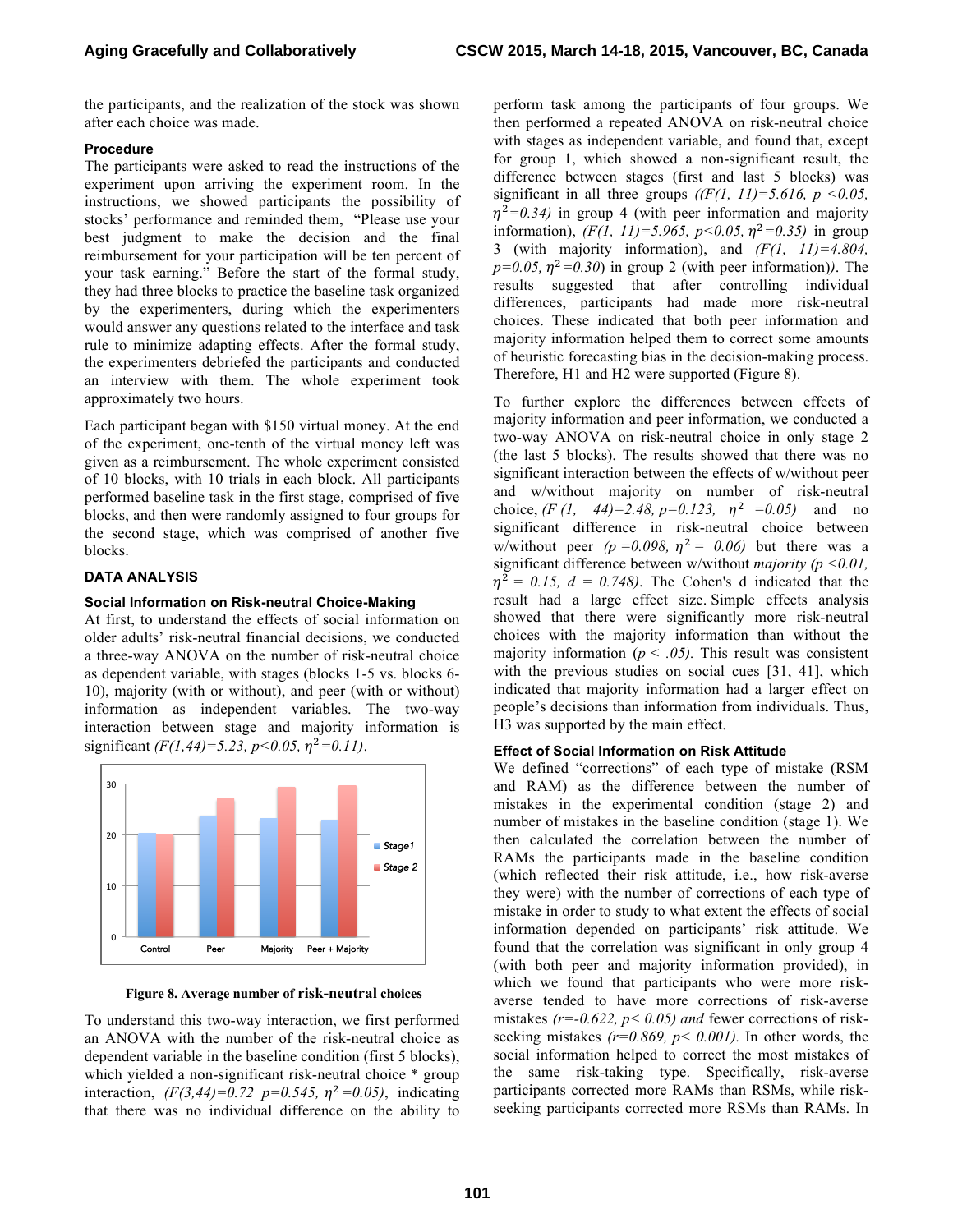the participants, and the realization of the stock was shown after each choice was made.

### Procedure

The participants were asked to read the instructions of the experiment upon arriving the experiment room. In the instructions, we showed participants the possibility of stocks' performance and reminded them, "Please use your best judgment to make the decision and the final reimbursement for your participation will be ten percent of your task earning." Before the start of the formal study, they had three blocks to practice the baseline task organized by the experimenters, during which the experimenters would answer any questions related to the interface and task rule to minimize adapting effects. After the formal study, the experimenters debriefed the participants and conducted an interview with them. The whole experiment took approximately two hours.

Each participant began with $150 virtual money. At the end of the experiment, one-tenth of the virtual money left was given as a reimbursement. The whole experiment consisted of 10 blocks, with 10 trials in each block. All participants performed baseline task in the first stage, comprised of five blocks, and then were randomly assigned to four groups for the second stage, which was comprised of another five blocks.

## DATA ANALYSIS

### Social Information on Risk-neutral Choice-Making

At first, to understand the effects of social information on older adults' risk-neutral financial decisions, we conducted a three-way ANOVA on the number of risk-neutral choice as dependent variable, with stages (blocks 1-5 vs. blocks 6-10), majority (with or without), and peer (with or without) information as independent variables. The two-way interaction between stage and majority information is significant *($F(1,44)=5.23$, $p<0.05$, $\eta^2=0.11$)*.

Figure 8. Average number of risk-neutral choices

To understand this two-way interaction, we first performed an ANOVA with the number of the risk-neutral choice as dependent variable in the baseline condition (first 5 blocks), which yielded a non-significant risk-neutral choice * group interaction, *($F(3,44)=0.72$ $p=0.545$, $\eta^2=0.05$)*, indicating that there was no individual difference on the ability to perform task among the participants of four groups. We then performed a repeated ANOVA on risk-neutral choice with stages as independent variable, and found that, except for group 1, which showed a non-significant result, the difference between stages (first and last 5 blocks) was significant in all three groups *(($F(1, 11)=5.616$, $p<0.05$, $\eta^2=0.34$)* in group 4 (with peer information and majority information), *($F(1, 11)=5.965$, $p<0.05$, $\eta^2=0.35$)* in group 3 (with majority information), and *($F(1, 11)=4.804$, $p=0.05$, $\eta^2=0.30$)* in group 2 (with peer information)*)*. The results suggested that after controlling individual differences, participants had made more risk-neutral choices. These indicated that both peer information and majority information helped them to correct some amounts of heuristic forecasting bias in the decision-making process. Therefore, H1 and H2 were supported (Figure 8).

To further explore the differences between effects of majority information and peer information, we conducted a two-way ANOVA on risk-neutral choice in only stage 2 (the last 5 blocks). The results showed that there was no significant interaction between the effects of w/without peer and w/without majority on number of risk-neutral choice, *($F(1, 44)=2.48$, $p=0.123$, $\eta^2=0.05$)* and no significant difference in risk-neutral choice between w/without peer *($p=0.098$, $\eta^2=0.06$)* but there was a significant difference between w/without *majority ($p<0.01$, $\eta^2=0.15$, $d=0.748$)*. The Cohen's d indicated that the result had a large effect size. Simple effects analysis showed that there were significantly more risk-neutral choices with the majority information than without the majority information *($p<.05$)*. This result was consistent with the previous studies on social cues [31, 41], which indicated that majority information had a larger effect on people's decisions than information from individuals. Thus, H3 was supported by the main effect.

### Effect of Social Information on Risk Attitude

We defined "corrections" of each type of mistake (RSM and RAM) as the difference between the number of mistakes in the experimental condition (stage 2) and number of mistakes in the baseline condition (stage 1). We then calculated the correlation between the number of RAMs the participants made in the baseline condition (which reflected their risk attitude, i.e., how risk-averse they were) with the number of corrections of each type of mistake in order to study to what extent the effects of social information depended on participants' risk attitude. We found that the correlation was significant in only group 4 (with both peer and majority information provided), in which we found that participants who were more risk-averse tended to have more corrections of risk-averse mistakes *($r=-0.622$, $p<0.05$) and* fewer corrections of risk-seeking mistakes *($r=0.869$, $p<0.001$)*. In other words, the social information helped to correct the most mistakes of the same risk-taking type. Specifically, risk-averse participants corrected more RAMs than RSMs, while risk-seeking participants corrected more RSMs than RAMs. In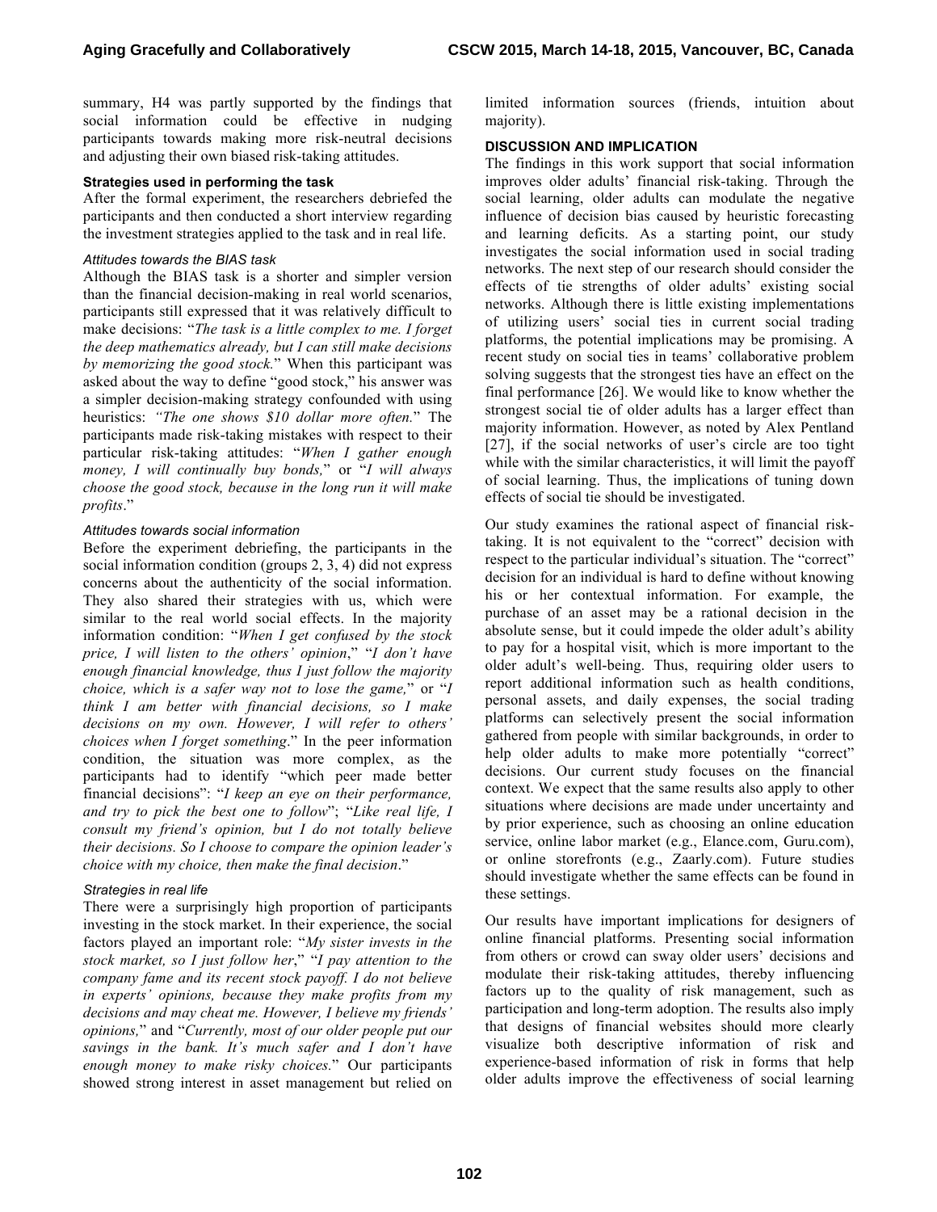summary, H4 was partly supported by the findings that social information could be effective in nudging participants towards making more risk-neutral decisions and adjusting their own biased risk-taking attitudes.

### Strategies used in performing the task

After the formal experiment, the researchers debriefed the participants and then conducted a short interview regarding the investment strategies applied to the task and in real life.

#### *Attitudes towards the BIAS task*

Although the BIAS task is a shorter and simpler version than the financial decision-making in real world scenarios, participants still expressed that it was relatively difficult to make decisions: "*The task is a little complex to me. I forget the deep mathematics already, but I can still make decisions by memorizing the good stock.*" When this participant was asked about the way to define "good stock," his answer was a simpler decision-making strategy confounded with using heuristics: *"The one shows $10 dollar more often.*" The participants made risk-taking mistakes with respect to their particular risk-taking attitudes: "*When I gather enough money, I will continually buy bonds,*" or "*I will always choose the good stock, because in the long run it will make profits*."

#### *Attitudes towards social information*

Before the experiment debriefing, the participants in the social information condition (groups 2, 3, 4) did not express concerns about the authenticity of the social information. They also shared their strategies with us, which were similar to the real world social effects. In the majority information condition: "*When I get confused by the stock price, I will listen to the others' opinion*," "*I don't have enough financial knowledge, thus I just follow the majority choice, which is a safer way not to lose the game,*" or "*I think I am better with financial decisions, so I make decisions on my own. However, I will refer to others' choices when I forget something*." In the peer information condition, the situation was more complex, as the participants had to identify "which peer made better financial decisions": "*I keep an eye on their performance, and try to pick the best one to follow*"; "*Like real life, I consult my friend's opinion, but I do not totally believe their decisions. So I choose to compare the opinion leader's choice with my choice, then make the final decision*."

#### *Strategies in real life*

There were a surprisingly high proportion of participants investing in the stock market. In their experience, the social factors played an important role: "*My sister invests in the stock market, so I just follow her*," "*I pay attention to the company fame and its recent stock payoff. I do not believe in experts' opinions, because they make profits from my decisions and may cheat me. However, I believe my friends' opinions,*" and "*Currently, most of our older people put our savings in the bank. It's much safer and I don't have enough money to make risky choices*." Our participants showed strong interest in asset management but relied on limited information sources (friends, intuition about majority).

## DISCUSSION AND IMPLICATION

The findings in this work support that social information improves older adults' financial risk-taking. Through the social learning, older adults can modulate the negative influence of decision bias caused by heuristic forecasting and learning deficits. As a starting point, our study investigates the social information used in social trading networks. The next step of our research should consider the effects of tie strengths of older adults' existing social networks. Although there is little existing implementations of utilizing users' social ties in current social trading platforms, the potential implications may be promising. A recent study on social ties in teams' collaborative problem solving suggests that the strongest ties have an effect on the final performance [26]. We would like to know whether the strongest social tie of older adults has a larger effect than majority information. However, as noted by Alex Pentland [27], if the social networks of user's circle are too tight while with the similar characteristics, it will limit the payoff of social learning. Thus, the implications of tuning down effects of social tie should be investigated.

Our study examines the rational aspect of financial risk-taking. It is not equivalent to the "correct" decision with respect to the particular individual's situation. The "correct" decision for an individual is hard to define without knowing his or her contextual information. For example, the purchase of an asset may be a rational decision in the absolute sense, but it could impede the older adult's ability to pay for a hospital visit, which is more important to the older adult's well-being. Thus, requiring older users to report additional information such as health conditions, personal assets, and daily expenses, the social trading platforms can selectively present the social information gathered from people with similar backgrounds, in order to help older adults to make more potentially "correct" decisions. Our current study focuses on the financial context. We expect that the same results also apply to other situations where decisions are made under uncertainty and by prior experience, such as choosing an online education service, online labor market (e.g., Elance.com, Guru.com), or online storefronts (e.g., Zaarly.com). Future studies should investigate whether the same effects can be found in these settings.

Our results have important implications for designers of online financial platforms. Presenting social information from others or crowd can sway older users' decisions and modulate their risk-taking attitudes, thereby influencing factors up to the quality of risk management, such as participation and long-term adoption. The results also imply that designs of financial websites should more clearly visualize both descriptive information of risk and experience-based information of risk in forms that help older adults improve the effectiveness of social learning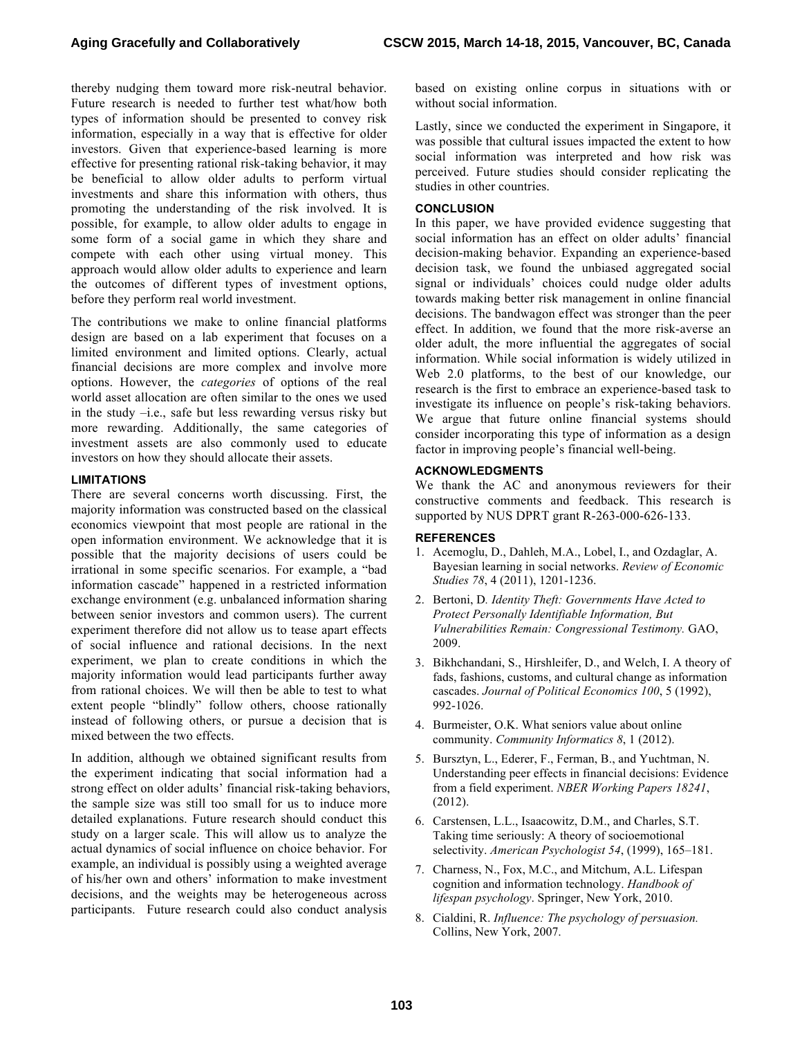thereby nudging them toward more risk-neutral behavior. Future research is needed to further test what/how both types of information should be presented to convey risk information, especially in a way that is effective for older investors. Given that experience-based learning is more effective for presenting rational risk-taking behavior, it may be beneficial to allow older adults to perform virtual investments and share this information with others, thus promoting the understanding of the risk involved. It is possible, for example, to allow older adults to engage in some form of a social game in which they share and compete with each other using virtual money. This approach would allow older adults to experience and learn the outcomes of different types of investment options, before they perform real world investment.

The contributions we make to online financial platforms design are based on a lab experiment that focuses on a limited environment and limited options. Clearly, actual financial decisions are more complex and involve more options. However, the *categories* of options of the real world asset allocation are often similar to the ones we used in the study –i.e., safe but less rewarding versus risky but more rewarding. Additionally, the same categories of investment assets are also commonly used to educate investors on how they should allocate their assets.

### LIMITATIONS

There are several concerns worth discussing. First, the majority information was constructed based on the classical economics viewpoint that most people are rational in the open information environment. We acknowledge that it is possible that the majority decisions of users could be irrational in some specific scenarios. For example, a "bad information cascade" happened in a restricted information exchange environment (e.g. unbalanced information sharing between senior investors and common users). The current experiment therefore did not allow us to tease apart effects of social influence and rational decisions. In the next experiment, we plan to create conditions in which the majority information would lead participants further away from rational choices. We will then be able to test to what extent people "blindly" follow others, choose rationally instead of following others, or pursue a decision that is mixed between the two effects.

In addition, although we obtained significant results from the experiment indicating that social information had a strong effect on older adults' financial risk-taking behaviors, the sample size was still too small for us to induce more detailed explanations. Future research should conduct this study on a larger scale. This will allow us to analyze the actual dynamics of social influence on choice behavior. For example, an individual is possibly using a weighted average of his/her own and others' information to make investment decisions, and the weights may be heterogeneous across participants. Future research could also conduct analysis based on existing online corpus in situations with or without social information.

Lastly, since we conducted the experiment in Singapore, it was possible that cultural issues impacted the extent to how social information was interpreted and how risk was perceived. Future studies should consider replicating the studies in other countries.

### CONCLUSION

In this paper, we have provided evidence suggesting that social information has an effect on older adults' financial decision-making behavior. Expanding an experience-based decision task, we found the unbiased aggregated social signal or individuals' choices could nudge older adults towards making better risk management in online financial decisions. The bandwagon effect was stronger than the peer effect. In addition, we found that the more risk-averse an older adult, the more influential the aggregates of social information. While social information is widely utilized in Web 2.0 platforms, to the best of our knowledge, our research is the first to embrace an experience-based task to investigate its influence on people's risk-taking behaviors. We argue that future online financial systems should consider incorporating this type of information as a design factor in improving people's financial well-being.

### ACKNOWLEDGMENTS

We thank the AC and anonymous reviewers for their constructive comments and feedback. This research is supported by NUS DPRT grant R-263-000-626-133.

### REFERENCES

1. Acemoglu, D., Dahleh, M.A., Lobel, I., and Ozdaglar, A. Bayesian learning in social networks. *Review of Economic Studies 78*, 4 (2011), 1201-1236.
2. Bertoni, D*. Identity Theft: Governments Have Acted to Protect Personally Identifiable Information, But Vulnerabilities Remain: Congressional Testimony.* GAO, 2009.
3. Bikhchandani, S., Hirshleifer, D., and Welch, I. A theory of fads, fashions, customs, and cultural change as information cascades. *Journal of Political Economics 100*, 5 (1992), 992-1026.
4. Burmeister, O.K. What seniors value about online community. *Community Informatics 8*, 1 (2012).
5. Bursztyn, L., Ederer, F., Ferman, B., and Yuchtman, N. Understanding peer effects in financial decisions: Evidence from a field experiment. *NBER Working Papers 18241*, (2012).
6. Carstensen, L.L., Isaacowitz, D.M., and Charles, S.T. Taking time seriously: A theory of socioemotional selectivity. *American Psychologist 54*, (1999), 165–181.
7. Charness, N., Fox, M.C., and Mitchum, A.L. Lifespan cognition and information technology. *Handbook of lifespan psychology*. Springer, New York, 2010.
8. Cialdini, R. *Influence: The psychology of persuasion.* Collins, New York, 2007.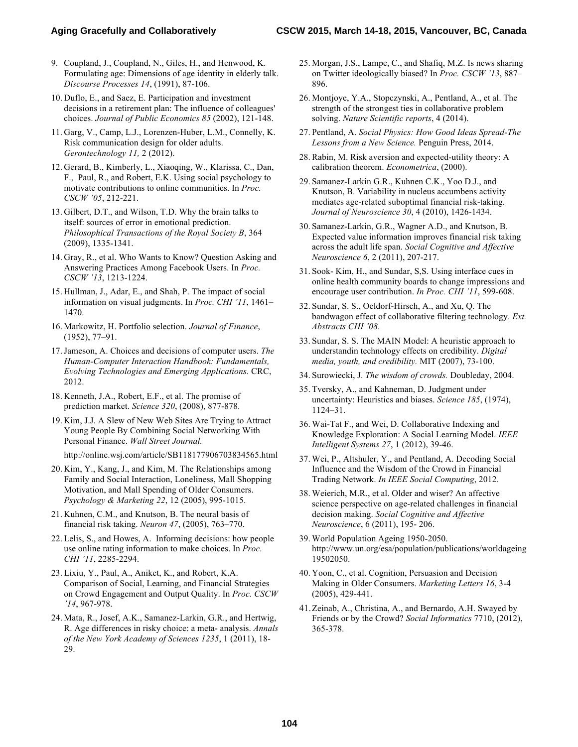9. Coupland, J., Coupland, N., Giles, H., and Henwood, K. Formulating age: Dimensions of age identity in elderly talk. *Discourse Processes 14*, (1991), 87-106.
10. Duflo, E., and Saez, E. Participation and investment decisions in a retirement plan: The influence of colleagues' choices. *Journal of Public Economics 85* (2002), 121-148.
11. Garg, V., Camp, L.J., Lorenzen-Huber, L.M., Connelly, K. Risk communication design for older adults. *Gerontechnology 11,* 2 (2012).
12. Gerard, B., Kimberly, L., Xiaoqing, W., Klarissa, C., Dan, F., Paul, R., and Robert, E.K. Using social psychology to motivate contributions to online communities. In *Proc. CSCW '05*, 212-221.
13. Gilbert, D.T., and Wilson, T.D. Why the brain talks to itself: sources of error in emotional prediction. *Philosophical Transactions of the Royal Society B*, 364 (2009), 1335-1341.
14. Gray, R., et al. Who Wants to Know? Question Asking and Answering Practices Among Facebook Users. In *Proc. CSCW '13*, 1213-1224.
15. Hullman, J., Adar, E., and Shah, P. The impact of social information on visual judgments. In *Proc. CHI '11*, 1461–1470.
16. Markowitz, H. Portfolio selection. *Journal of Finance*, (1952), 77–91.
17. Jameson, A. Choices and decisions of computer users. *The Human-Computer Interaction Handbook: Fundamentals, Evolving Technologies and Emerging Applications.* CRC, 2012.
18. Kenneth, J.A., Robert, E.F., et al. The promise of prediction market. *Science 320*, (2008), 877-878.
19. Kim, J.J. A Slew of New Web Sites Are Trying to Attract Young People By Combining Social Networking With Personal Finance. *Wall Street Journal.* http://online.wsj.com/article/SB118177906703834565.html
20. Kim, Y., Kang, J., and Kim, M. The Relationships among Family and Social Interaction, Loneliness, Mall Shopping Motivation, and Mall Spending of Older Consumers. *Psychology & Marketing 22*, 12 (2005), 995-1015.
21. Kuhnen, C.M., and Knutson, B. The neural basis of financial risk taking. *Neuron 47*, (2005), 763–770.
22. Lelis, S., and Howes, A. Informing decisions: how people use online rating information to make choices. In *Proc. CHI '11*, 2285-2294.
23. Lixiu, Y., Paul, A., Aniket, K., and Robert, K.A. Comparison of Social, Learning, and Financial Strategies on Crowd Engagement and Output Quality. In *Proc. CSCW '14*, 967-978.
24. Mata, R., Josef, A.K., Samanez-Larkin, G.R., and Hertwig, R. Age differences in risky choice: a meta- analysis. *Annals of the New York Academy of Sciences 1235*, 1 (2011), 18-29.
25. Morgan, J.S., Lampe, C., and Shafiq, M.Z. Is news sharing on Twitter ideologically biased? In *Proc. CSCW '13*, 887–896.
26. Montjoye, Y.A., Stopczynski, A., Pentland, A., et al. The strength of the strongest ties in collaborative problem solving. *Nature Scientific reports*, 4 (2014).
27. Pentland, A. *Social Physics: How Good Ideas Spread-The Lessons from a New Science.* Penguin Press, 2014.
28. Rabin, M. Risk aversion and expected-utility theory: A calibration theorem. *Econometrica*, (2000).
29. Samanez-Larkin G.R., Kuhnen C.K., Yoo D.J., and Knutson, B. Variability in nucleus accumbens activity mediates age-related suboptimal financial risk-taking. *Journal of Neuroscience 30*, 4 (2010), 1426-1434.
30. Samanez-Larkin, G.R., Wagner A.D., and Knutson, B. Expected value information improves financial risk taking across the adult life span. *Social Cognitive and Affective Neuroscience 6*, 2 (2011), 207-217.
31. Sook- Kim, H., and Sundar, S,S. Using interface cues in online health community boards to change impressions and encourage user contribution. *In Proc. CHI '11*, 599-608.
32. Sundar, S. S., Oeldorf-Hirsch, A., and Xu, Q. The bandwagon effect of collaborative filtering technology. *Ext. Abstracts CHI '08*.
33. Sundar, S. S. The MAIN Model: A heuristic approach to understandin technology effects on credibility. *Digital media, youth, and credibility.* MIT (2007), 73-100.
34. Surowiecki, J. *The wisdom of crowds.* Doubleday, 2004.
35. Tversky, A., and Kahneman, D. Judgment under uncertainty: Heuristics and biases. *Science 185*, (1974), 1124–31.
36. Wai-Tat F., and Wei, D. Collaborative Indexing and Knowledge Exploration: A Social Learning Model. *IEEE Intelligent Systems 27*, 1 (2012), 39-46.
37. Wei, P., Altshuler, Y., and Pentland, A. Decoding Social Influence and the Wisdom of the Crowd in Financial Trading Network. *In IEEE Social Computing*, 2012.
38. Weierich, M.R., et al. Older and wiser? An affective science perspective on age-related challenges in financial decision making. *Social Cognitive and Affective Neuroscience*, 6 (2011), 195- 206.
39. World Population Ageing 1950-2050. http://www.un.org/esa/population/publications/worldageing19502050.
40. Yoon, C., et al. Cognition, Persuasion and Decision Making in Older Consumers. *Marketing Letters 16*, 3-4 (2005), 429-441.
41. Zeinab, A., Christina, A., and Bernardo, A.H. Swayed by Friends or by the Crowd? *Social Informatics* 7710, (2012), 365-378.